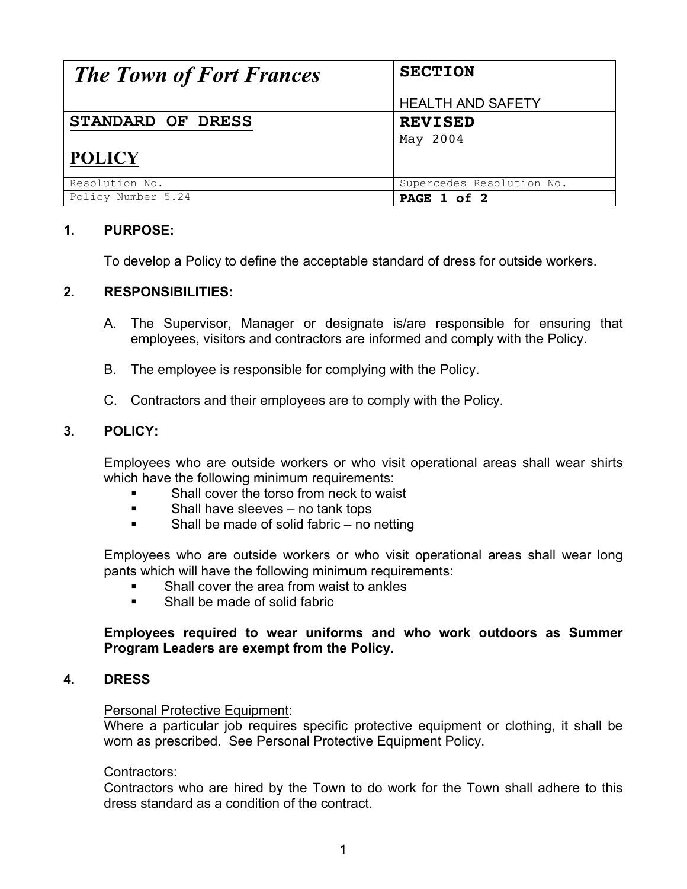| *The Town of Fort Frances* | **SECTION**<br><br>HEALTH AND SAFETY |
|---|---|
| **STANDARD OF DRESS**<br><br>**POLICY** | **REVISED**<br>May 2004 |
| Resolution No. | Supercedes Resolution No. |
| Policy Number 5.24 | **PAGE 1 of 2** |

## 1. PURPOSE:

To develop a Policy to define the acceptable standard of dress for outside workers.

## 2. RESPONSIBILITIES:

A. The Supervisor, Manager or designate is/are responsible for ensuring that employees, visitors and contractors are informed and comply with the Policy.

B. The employee is responsible for complying with the Policy.

C. Contractors and their employees are to comply with the Policy.

## 3. POLICY:

Employees who are outside workers or who visit operational areas shall wear shirts which have the following minimum requirements:

- Shall cover the torso from neck to waist
- Shall have sleeves – no tank tops
- Shall be made of solid fabric – no netting

Employees who are outside workers or who visit operational areas shall wear long pants which will have the following minimum requirements:

- Shall cover the area from waist to ankles
- Shall be made of solid fabric

**Employees required to wear uniforms and who work outdoors as Summer Program Leaders are exempt from the Policy.**

## 4. DRESS

Personal Protective Equipment:
Where a particular job requires specific protective equipment or clothing, it shall be worn as prescribed. See Personal Protective Equipment Policy.

Contractors:
Contractors who are hired by the Town to do work for the Town shall adhere to this dress standard as a condition of the contract.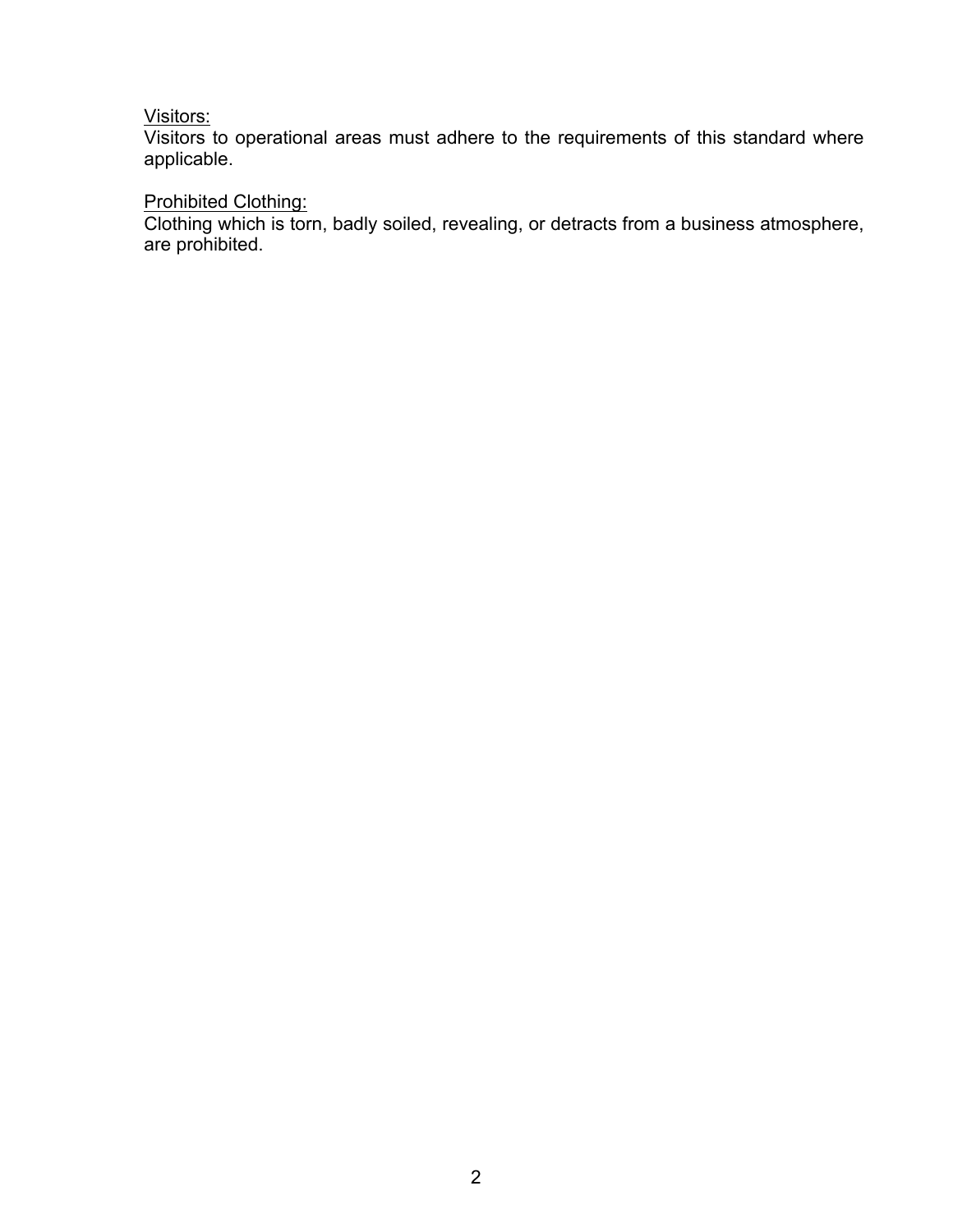<u>Visitors:</u>

Visitors to operational areas must adhere to the requirements of this standard where applicable.

<u>Prohibited Clothing:</u>

Clothing which is torn, badly soiled, revealing, or detracts from a business atmosphere, are prohibited.